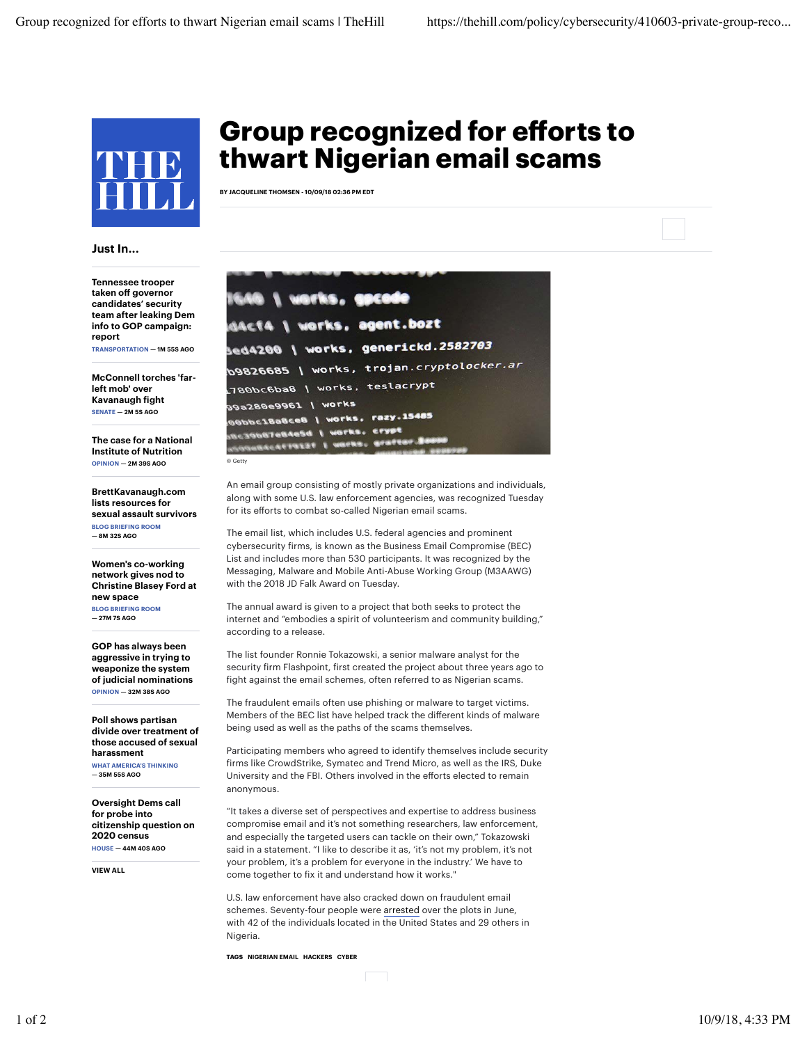# Group recognized for efforts to thwart Nigerian email scams

BY JACQUELINE THOMSEN - 10/09/18 02:36 PM EDT

## Just In...

**Tennessee trooper taken off governor candidates' security team after leaking Dem info to GOP campaign: report**
TRANSPORTATION — 1M 55S AGO

**McConnell torches 'far-left mob' over Kavanaugh fight**
SENATE — 2M 5S AGO

**The case for a National Institute of Nutrition**
OPINION — 2M 39S AGO

**BrettKavanaugh.com lists resources for sexual assault survivors**
BLOG BRIEFING ROOM — 8M 32S AGO

**Women's co-working network gives nod to Christine Blasey Ford at new space**
BLOG BRIEFING ROOM — 27M 7S AGO

**GOP has always been aggressive in trying to weaponize the system of judicial nominations**
OPINION — 32M 38S AGO

**Poll shows partisan divide over treatment of those accused of sexual harassment**
WHAT AMERICA'S THINKING — 35M 55S AGO

**Oversight Dems call for probe into citizenship question on 2020 census**
HOUSE — 44M 40S AGO

VIEW ALL

© Getty

An email group consisting of mostly private organizations and individuals, along with some U.S. law enforcement agencies, was recognized Tuesday for its efforts to combat so-called Nigerian email scams.

The email list, which includes U.S. federal agencies and prominent cybersecurity firms, is known as the Business Email Compromise (BEC) List and includes more than 530 participants. It was recognized by the Messaging, Malware and Mobile Anti-Abuse Working Group (M3AAWG) with the 2018 JD Falk Award on Tuesday.

The annual award is given to a project that both seeks to protect the internet and "embodies a spirit of volunteerism and community building," according to a release.

The list founder Ronnie Tokazowski, a senior malware analyst for the security firm Flashpoint, first created the project about three years ago to fight against the email schemes, often referred to as Nigerian scams.

The fraudulent emails often use phishing or malware to target victims. Members of the BEC list have helped track the different kinds of malware being used as well as the paths of the scams themselves.

Participating members who agreed to identify themselves include security firms like CrowdStrike, Symatec and Trend Micro, as well as the IRS, Duke University and the FBI. Others involved in the efforts elected to remain anonymous.

"It takes a diverse set of perspectives and expertise to address business compromise email and it's not something researchers, law enforcement, and especially the targeted users can tackle on their own," Tokazowski said in a statement. "I like to describe it as, 'it's not my problem, it's not your problem, it's a problem for everyone in the industry.' We have to come together to fix it and understand how it works."

U.S. law enforcement have also cracked down on fraudulent email schemes. Seventy-four people were arrested over the plots in June, with 42 of the individuals located in the United States and 29 others in Nigeria.

TAGS NIGERIAN EMAIL HACKERS CYBER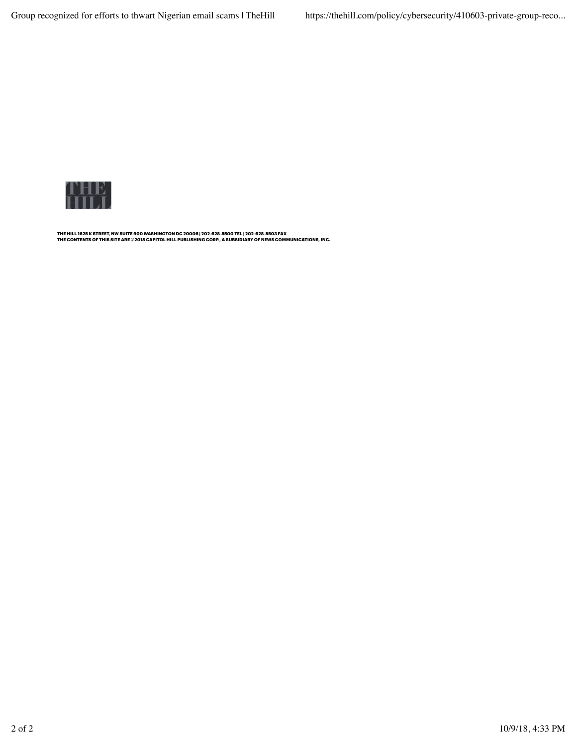THE HILL

THE HILL 1625 K STREET, NW SUITE 900 WASHINGTON DC 20006 | 202-628-8500 TEL | 202-628-8503 FAX
THE CONTENTS OF THIS SITE ARE ©2018 CAPITOL HILL PUBLISHING CORP., A SUBSIDIARY OF NEWS COMMUNICATIONS, INC.